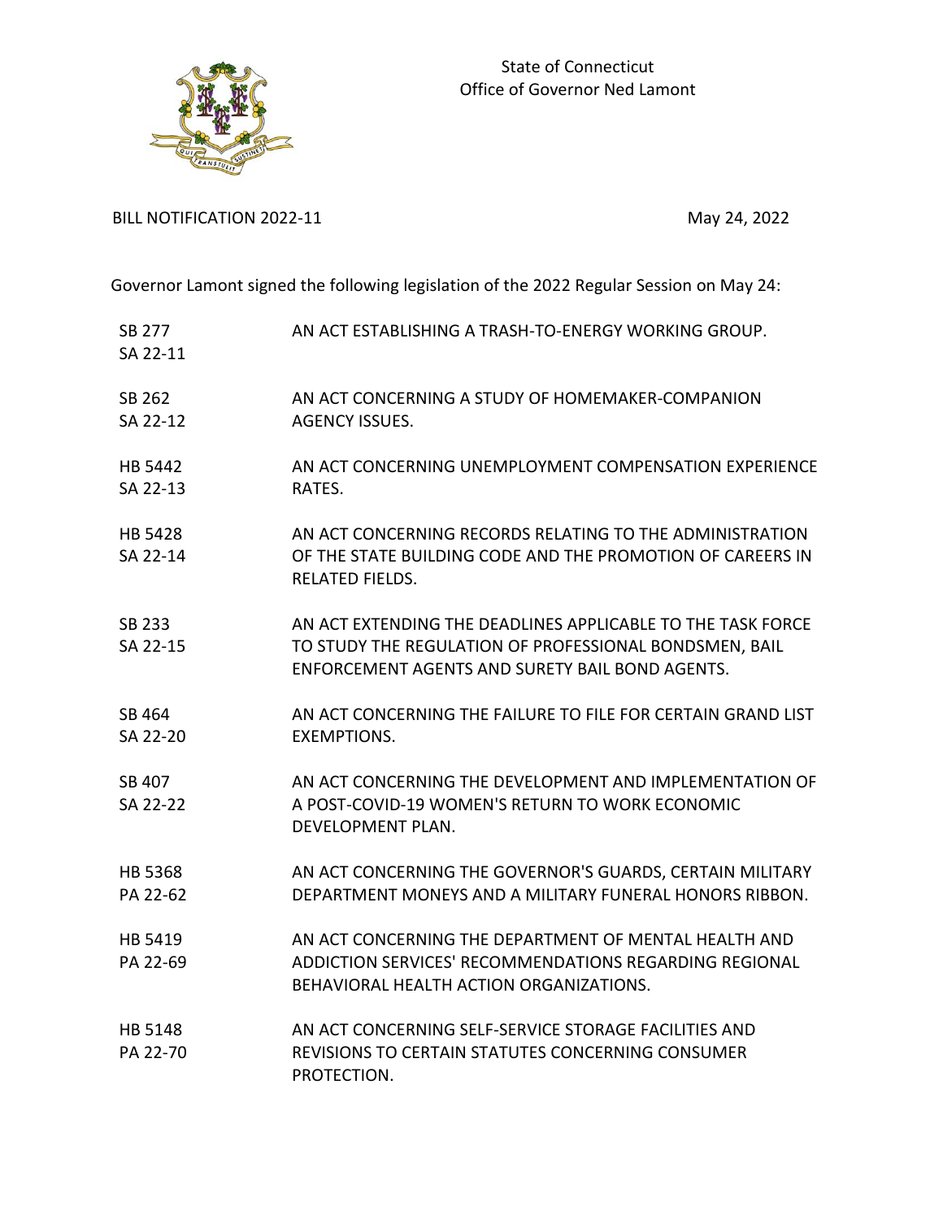State of Connecticut
Office of Governor Ned Lamont

BILL NOTIFICATION 2022-11

May 24, 2022

Governor Lamont signed the following legislation of the 2022 Regular Session on May 24:

| | |
|---|---|
| SB 277<br>SA 22-11 | AN ACT ESTABLISHING A TRASH-TO-ENERGY WORKING GROUP. |
| SB 262<br>SA 22-12 | AN ACT CONCERNING A STUDY OF HOMEMAKER-COMPANION AGENCY ISSUES. |
| HB 5442<br>SA 22-13 | AN ACT CONCERNING UNEMPLOYMENT COMPENSATION EXPERIENCE RATES. |
| HB 5428<br>SA 22-14 | AN ACT CONCERNING RECORDS RELATING TO THE ADMINISTRATION OF THE STATE BUILDING CODE AND THE PROMOTION OF CAREERS IN RELATED FIELDS. |
| SB 233<br>SA 22-15 | AN ACT EXTENDING THE DEADLINES APPLICABLE TO THE TASK FORCE TO STUDY THE REGULATION OF PROFESSIONAL BONDSMEN, BAIL ENFORCEMENT AGENTS AND SURETY BAIL BOND AGENTS. |
| SB 464<br>SA 22-20 | AN ACT CONCERNING THE FAILURE TO FILE FOR CERTAIN GRAND LIST EXEMPTIONS. |
| SB 407<br>SA 22-22 | AN ACT CONCERNING THE DEVELOPMENT AND IMPLEMENTATION OF A POST-COVID-19 WOMEN'S RETURN TO WORK ECONOMIC DEVELOPMENT PLAN. |
| HB 5368<br>PA 22-62 | AN ACT CONCERNING THE GOVERNOR'S GUARDS, CERTAIN MILITARY DEPARTMENT MONEYS AND A MILITARY FUNERAL HONORS RIBBON. |
| HB 5419<br>PA 22-69 | AN ACT CONCERNING THE DEPARTMENT OF MENTAL HEALTH AND ADDICTION SERVICES' RECOMMENDATIONS REGARDING REGIONAL BEHAVIORAL HEALTH ACTION ORGANIZATIONS. |
| HB 5148<br>PA 22-70 | AN ACT CONCERNING SELF-SERVICE STORAGE FACILITIES AND REVISIONS TO CERTAIN STATUTES CONCERNING CONSUMER PROTECTION. |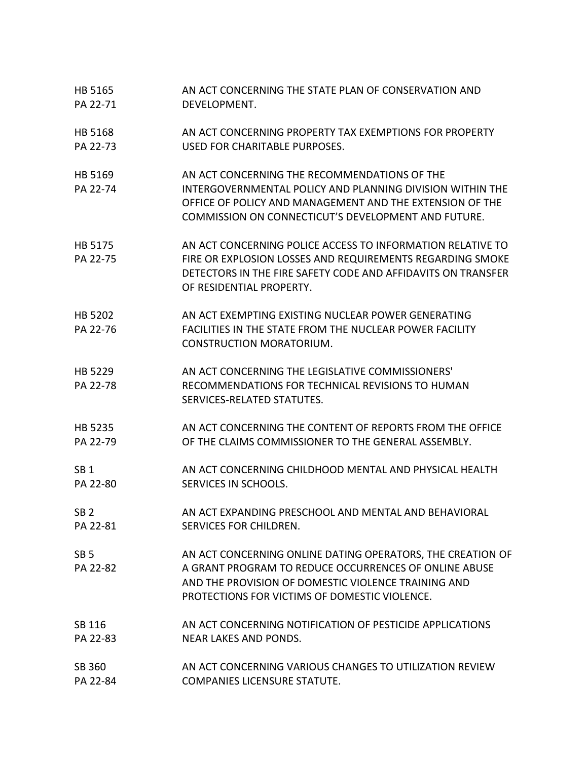| | |
|---|---|
| HB 5165<br>PA 22-71 | AN ACT CONCERNING THE STATE PLAN OF CONSERVATION AND DEVELOPMENT. |
| HB 5168<br>PA 22-73 | AN ACT CONCERNING PROPERTY TAX EXEMPTIONS FOR PROPERTY USED FOR CHARITABLE PURPOSES. |
| HB 5169<br>PA 22-74 | AN ACT CONCERNING THE RECOMMENDATIONS OF THE INTERGOVERNMENTAL POLICY AND PLANNING DIVISION WITHIN THE OFFICE OF POLICY AND MANAGEMENT AND THE EXTENSION OF THE COMMISSION ON CONNECTICUT'S DEVELOPMENT AND FUTURE. |
| HB 5175<br>PA 22-75 | AN ACT CONCERNING POLICE ACCESS TO INFORMATION RELATIVE TO FIRE OR EXPLOSION LOSSES AND REQUIREMENTS REGARDING SMOKE DETECTORS IN THE FIRE SAFETY CODE AND AFFIDAVITS ON TRANSFER OF RESIDENTIAL PROPERTY. |
| HB 5202<br>PA 22-76 | AN ACT EXEMPTING EXISTING NUCLEAR POWER GENERATING FACILITIES IN THE STATE FROM THE NUCLEAR POWER FACILITY CONSTRUCTION MORATORIUM. |
| HB 5229<br>PA 22-78 | AN ACT CONCERNING THE LEGISLATIVE COMMISSIONERS' RECOMMENDATIONS FOR TECHNICAL REVISIONS TO HUMAN SERVICES-RELATED STATUTES. |
| HB 5235<br>PA 22-79 | AN ACT CONCERNING THE CONTENT OF REPORTS FROM THE OFFICE OF THE CLAIMS COMMISSIONER TO THE GENERAL ASSEMBLY. |
| SB 1<br>PA 22-80 | AN ACT CONCERNING CHILDHOOD MENTAL AND PHYSICAL HEALTH SERVICES IN SCHOOLS. |
| SB 2<br>PA 22-81 | AN ACT EXPANDING PRESCHOOL AND MENTAL AND BEHAVIORAL SERVICES FOR CHILDREN. |
| SB 5<br>PA 22-82 | AN ACT CONCERNING ONLINE DATING OPERATORS, THE CREATION OF A GRANT PROGRAM TO REDUCE OCCURRENCES OF ONLINE ABUSE AND THE PROVISION OF DOMESTIC VIOLENCE TRAINING AND PROTECTIONS FOR VICTIMS OF DOMESTIC VIOLENCE. |
| SB 116<br>PA 22-83 | AN ACT CONCERNING NOTIFICATION OF PESTICIDE APPLICATIONS NEAR LAKES AND PONDS. |
| SB 360<br>PA 22-84 | AN ACT CONCERNING VARIOUS CHANGES TO UTILIZATION REVIEW COMPANIES LICENSURE STATUTE. |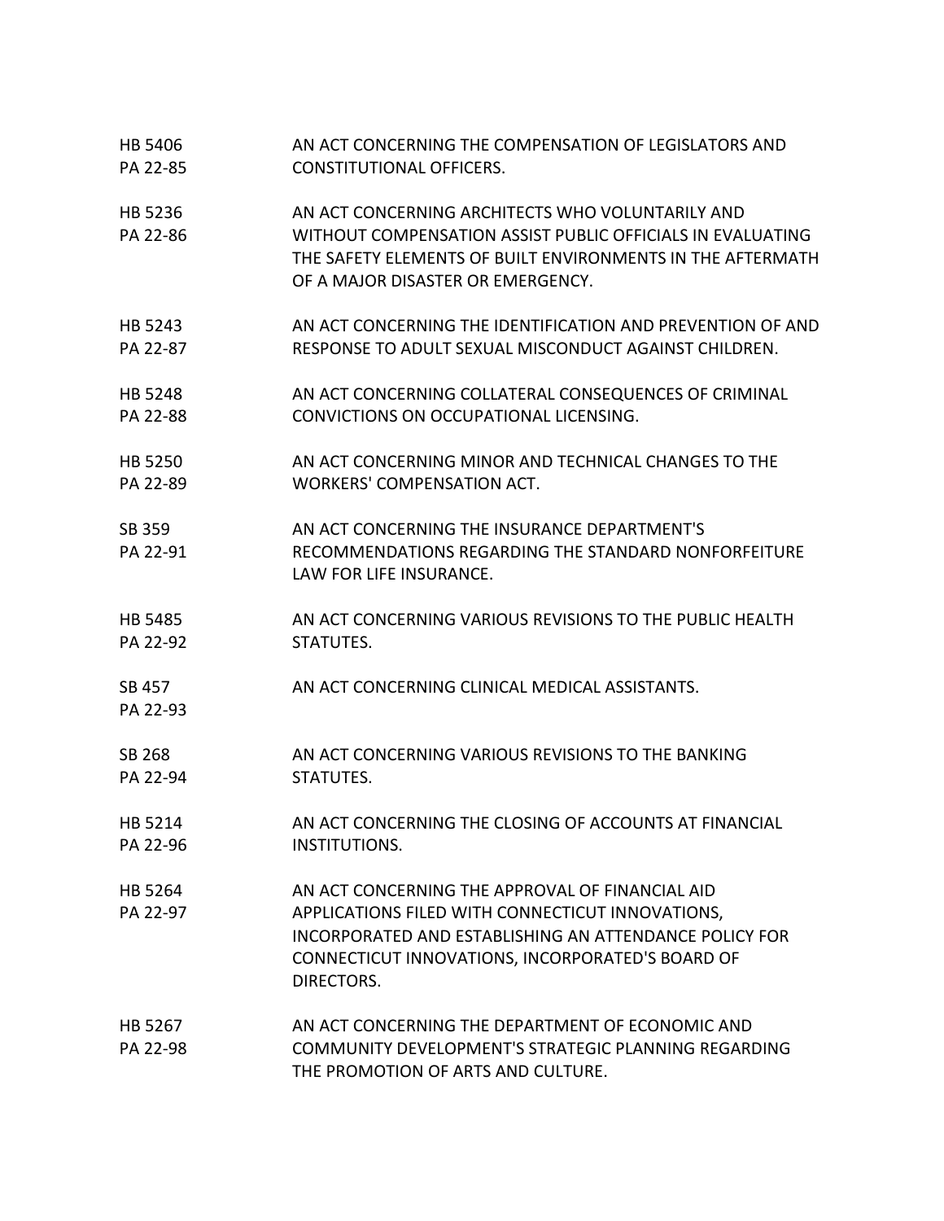| | |
|---|---|
| HB 5406<br>PA 22-85 | AN ACT CONCERNING THE COMPENSATION OF LEGISLATORS AND CONSTITUTIONAL OFFICERS. |
| HB 5236<br>PA 22-86 | AN ACT CONCERNING ARCHITECTS WHO VOLUNTARILY AND WITHOUT COMPENSATION ASSIST PUBLIC OFFICIALS IN EVALUATING THE SAFETY ELEMENTS OF BUILT ENVIRONMENTS IN THE AFTERMATH OF A MAJOR DISASTER OR EMERGENCY. |
| HB 5243<br>PA 22-87 | AN ACT CONCERNING THE IDENTIFICATION AND PREVENTION OF AND RESPONSE TO ADULT SEXUAL MISCONDUCT AGAINST CHILDREN. |
| HB 5248<br>PA 22-88 | AN ACT CONCERNING COLLATERAL CONSEQUENCES OF CRIMINAL CONVICTIONS ON OCCUPATIONAL LICENSING. |
| HB 5250<br>PA 22-89 | AN ACT CONCERNING MINOR AND TECHNICAL CHANGES TO THE WORKERS' COMPENSATION ACT. |
| SB 359<br>PA 22-91 | AN ACT CONCERNING THE INSURANCE DEPARTMENT'S RECOMMENDATIONS REGARDING THE STANDARD NONFORFEITURE LAW FOR LIFE INSURANCE. |
| HB 5485<br>PA 22-92 | AN ACT CONCERNING VARIOUS REVISIONS TO THE PUBLIC HEALTH STATUTES. |
| SB 457<br>PA 22-93 | AN ACT CONCERNING CLINICAL MEDICAL ASSISTANTS. |
| SB 268<br>PA 22-94 | AN ACT CONCERNING VARIOUS REVISIONS TO THE BANKING STATUTES. |
| HB 5214<br>PA 22-96 | AN ACT CONCERNING THE CLOSING OF ACCOUNTS AT FINANCIAL INSTITUTIONS. |
| HB 5264<br>PA 22-97 | AN ACT CONCERNING THE APPROVAL OF FINANCIAL AID APPLICATIONS FILED WITH CONNECTICUT INNOVATIONS, INCORPORATED AND ESTABLISHING AN ATTENDANCE POLICY FOR CONNECTICUT INNOVATIONS, INCORPORATED'S BOARD OF DIRECTORS. |
| HB 5267<br>PA 22-98 | AN ACT CONCERNING THE DEPARTMENT OF ECONOMIC AND COMMUNITY DEVELOPMENT'S STRATEGIC PLANNING REGARDING THE PROMOTION OF ARTS AND CULTURE. |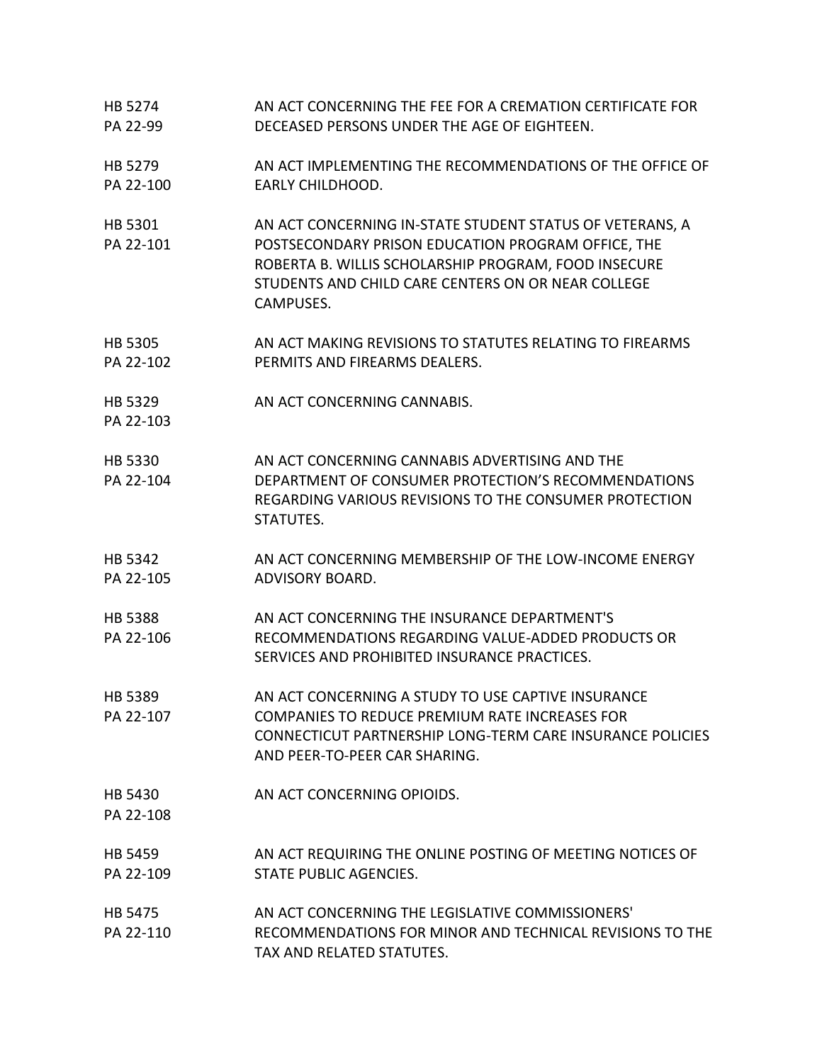| | |
|---|---|
| HB 5274<br>PA 22-99 | AN ACT CONCERNING THE FEE FOR A CREMATION CERTIFICATE FOR DECEASED PERSONS UNDER THE AGE OF EIGHTEEN. |
| HB 5279<br>PA 22-100 | AN ACT IMPLEMENTING THE RECOMMENDATIONS OF THE OFFICE OF EARLY CHILDHOOD. |
| HB 5301<br>PA 22-101 | AN ACT CONCERNING IN-STATE STUDENT STATUS OF VETERANS, A POSTSECONDARY PRISON EDUCATION PROGRAM OFFICE, THE ROBERTA B. WILLIS SCHOLARSHIP PROGRAM, FOOD INSECURE STUDENTS AND CHILD CARE CENTERS ON OR NEAR COLLEGE CAMPUSES. |
| HB 5305<br>PA 22-102 | AN ACT MAKING REVISIONS TO STATUTES RELATING TO FIREARMS PERMITS AND FIREARMS DEALERS. |
| HB 5329<br>PA 22-103 | AN ACT CONCERNING CANNABIS. |
| HB 5330<br>PA 22-104 | AN ACT CONCERNING CANNABIS ADVERTISING AND THE DEPARTMENT OF CONSUMER PROTECTION'S RECOMMENDATIONS REGARDING VARIOUS REVISIONS TO THE CONSUMER PROTECTION STATUTES. |
| HB 5342<br>PA 22-105 | AN ACT CONCERNING MEMBERSHIP OF THE LOW-INCOME ENERGY ADVISORY BOARD. |
| HB 5388<br>PA 22-106 | AN ACT CONCERNING THE INSURANCE DEPARTMENT'S RECOMMENDATIONS REGARDING VALUE-ADDED PRODUCTS OR SERVICES AND PROHIBITED INSURANCE PRACTICES. |
| HB 5389<br>PA 22-107 | AN ACT CONCERNING A STUDY TO USE CAPTIVE INSURANCE COMPANIES TO REDUCE PREMIUM RATE INCREASES FOR CONNECTICUT PARTNERSHIP LONG-TERM CARE INSURANCE POLICIES AND PEER-TO-PEER CAR SHARING. |
| HB 5430<br>PA 22-108 | AN ACT CONCERNING OPIOIDS. |
| HB 5459<br>PA 22-109 | AN ACT REQUIRING THE ONLINE POSTING OF MEETING NOTICES OF STATE PUBLIC AGENCIES. |
| HB 5475<br>PA 22-110 | AN ACT CONCERNING THE LEGISLATIVE COMMISSIONERS' RECOMMENDATIONS FOR MINOR AND TECHNICAL REVISIONS TO THE TAX AND RELATED STATUTES. |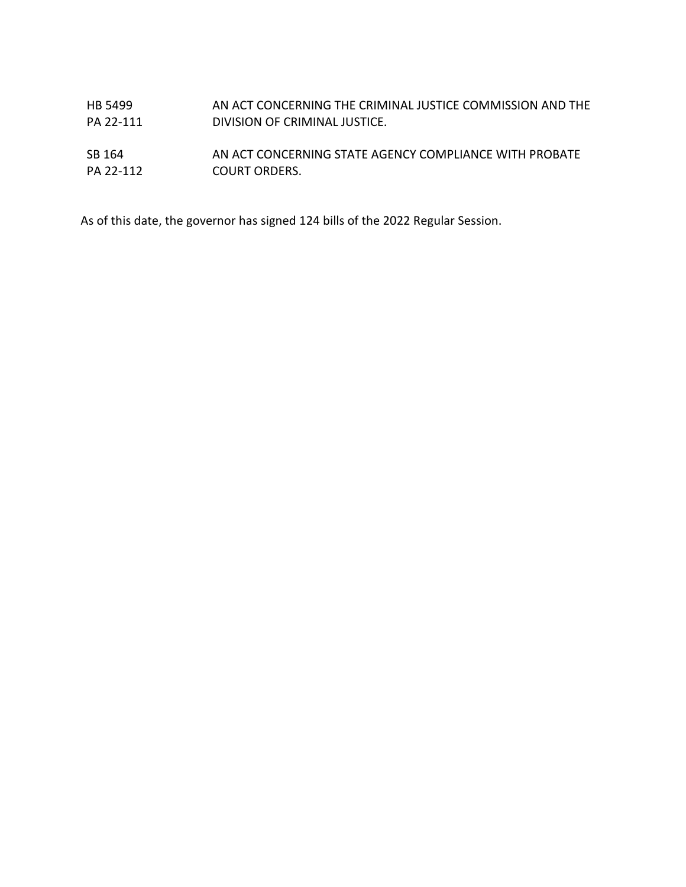| | |
|---|---|
| HB 5499<br>PA 22-111 | AN ACT CONCERNING THE CRIMINAL JUSTICE COMMISSION AND THE DIVISION OF CRIMINAL JUSTICE. |
| SB 164<br>PA 22-112 | AN ACT CONCERNING STATE AGENCY COMPLIANCE WITH PROBATE COURT ORDERS. |

As of this date, the governor has signed 124 bills of the 2022 Regular Session.